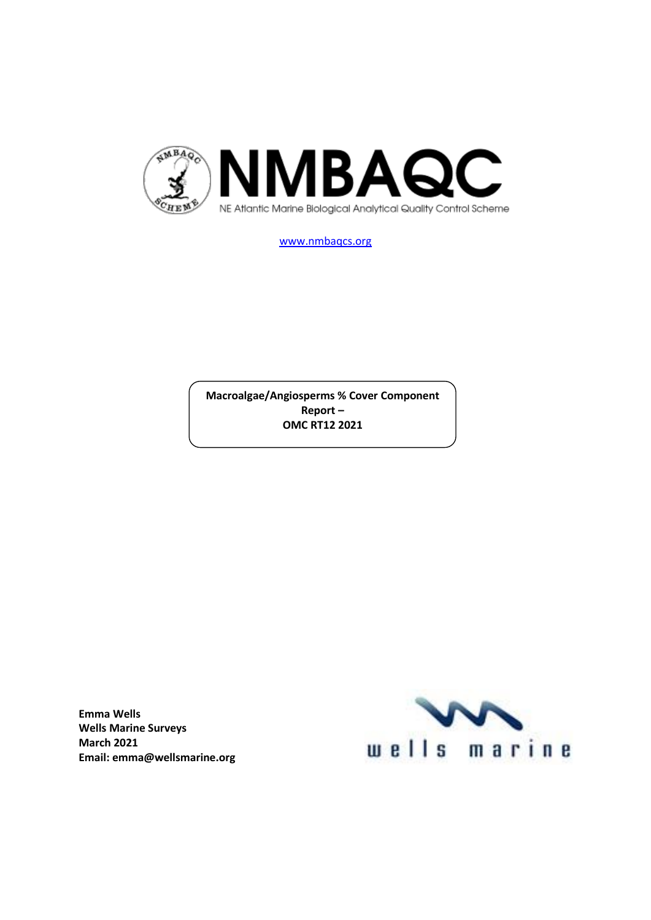# NMBAQC

NE Atlantic Marine Biological Analytical Quality Control Scheme

www.nmbaqcs.org

**Macroalgae/Angiosperms % Cover Component Report – OMC RT12 2021**

**Emma Wells**
**Wells Marine Surveys**
**March 2021**
**Email: emma@wellsmarine.org**

wells marine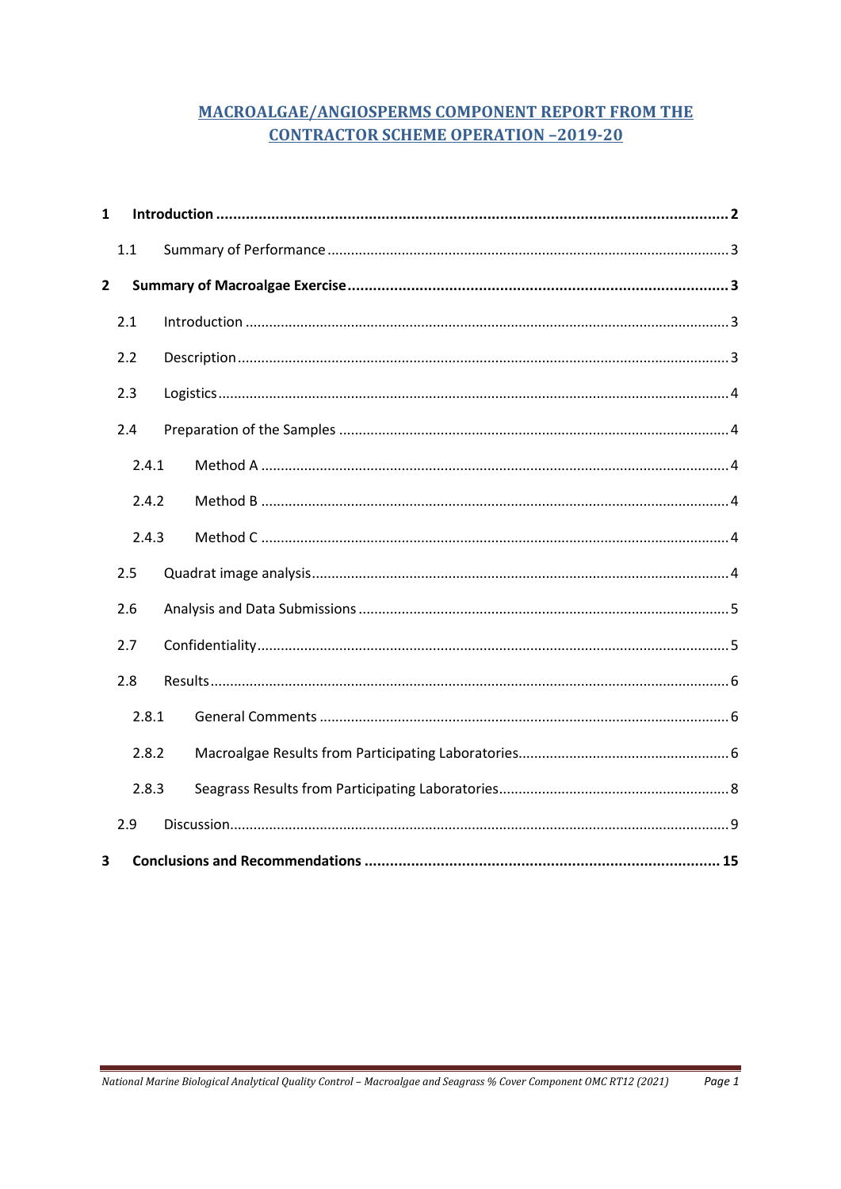# MACROALGAE/ANGIOSPERMS COMPONENT REPORT FROM THE CONTRACTOR SCHEME OPERATION –2019-20

**1 Introduction** .......... 2

- 1.1 Summary of Performance .......... 3

**2 Summary of Macroalgae Exercise** .......... 3

- 2.1 Introduction .......... 3
- 2.2 Description .......... 3
- 2.3 Logistics .......... 4
- 2.4 Preparation of the Samples .......... 4
  - 2.4.1 Method A .......... 4
  - 2.4.2 Method B .......... 4
  - 2.4.3 Method C .......... 4
- 2.5 Quadrat image analysis .......... 4
- 2.6 Analysis and Data Submissions .......... 5
- 2.7 Confidentiality .......... 5
- 2.8 Results .......... 6
  - 2.8.1 General Comments .......... 6
  - 2.8.2 Macroalgae Results from Participating Laboratories .......... 6
  - 2.8.3 Seagrass Results from Participating Laboratories .......... 8
- 2.9 Discussion .......... 9

**3 Conclusions and Recommendations** .......... 15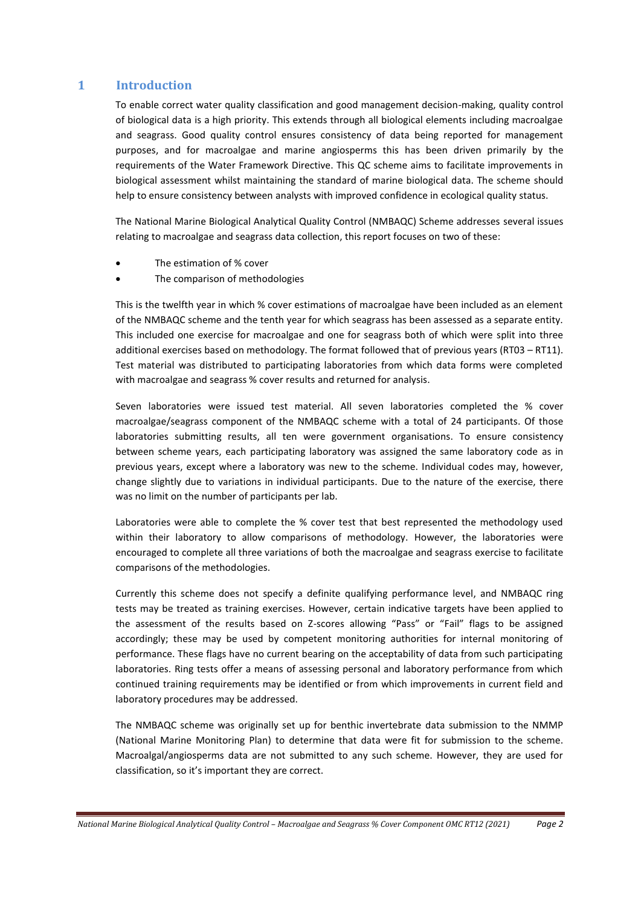# 1 Introduction

To enable correct water quality classification and good management decision-making, quality control of biological data is a high priority. This extends through all biological elements including macroalgae and seagrass. Good quality control ensures consistency of data being reported for management purposes, and for macroalgae and marine angiosperms this has been driven primarily by the requirements of the Water Framework Directive. This QC scheme aims to facilitate improvements in biological assessment whilst maintaining the standard of marine biological data. The scheme should help to ensure consistency between analysts with improved confidence in ecological quality status.

The National Marine Biological Analytical Quality Control (NMBAQC) Scheme addresses several issues relating to macroalgae and seagrass data collection, this report focuses on two of these:

- The estimation of % cover
- The comparison of methodologies

This is the twelfth year in which % cover estimations of macroalgae have been included as an element of the NMBAQC scheme and the tenth year for which seagrass has been assessed as a separate entity. This included one exercise for macroalgae and one for seagrass both of which were split into three additional exercises based on methodology. The format followed that of previous years (RT03 – RT11). Test material was distributed to participating laboratories from which data forms were completed with macroalgae and seagrass % cover results and returned for analysis.

Seven laboratories were issued test material. All seven laboratories completed the % cover macroalgae/seagrass component of the NMBAQC scheme with a total of 24 participants. Of those laboratories submitting results, all ten were government organisations. To ensure consistency between scheme years, each participating laboratory was assigned the same laboratory code as in previous years, except where a laboratory was new to the scheme. Individual codes may, however, change slightly due to variations in individual participants. Due to the nature of the exercise, there was no limit on the number of participants per lab.

Laboratories were able to complete the % cover test that best represented the methodology used within their laboratory to allow comparisons of methodology. However, the laboratories were encouraged to complete all three variations of both the macroalgae and seagrass exercise to facilitate comparisons of the methodologies.

Currently this scheme does not specify a definite qualifying performance level, and NMBAQC ring tests may be treated as training exercises. However, certain indicative targets have been applied to the assessment of the results based on Z-scores allowing "Pass" or "Fail" flags to be assigned accordingly; these may be used by competent monitoring authorities for internal monitoring of performance. These flags have no current bearing on the acceptability of data from such participating laboratories. Ring tests offer a means of assessing personal and laboratory performance from which continued training requirements may be identified or from which improvements in current field and laboratory procedures may be addressed.

The NMBAQC scheme was originally set up for benthic invertebrate data submission to the NMMP (National Marine Monitoring Plan) to determine that data were fit for submission to the scheme. Macroalgal/angiosperms data are not submitted to any such scheme. However, they are used for classification, so it's important they are correct.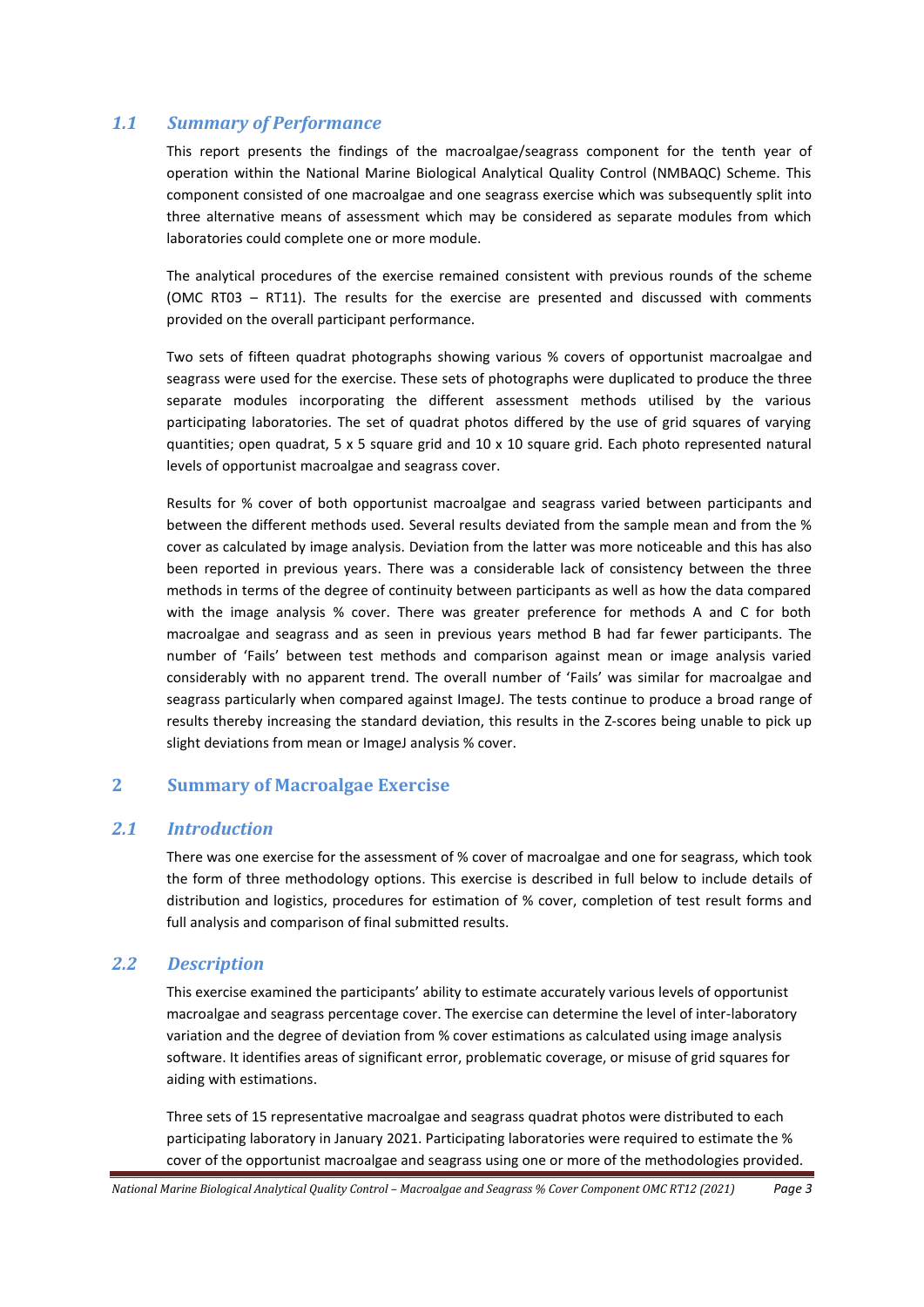### *1.1 Summary of Performance*

This report presents the findings of the macroalgae/seagrass component for the tenth year of operation within the National Marine Biological Analytical Quality Control (NMBAQC) Scheme. This component consisted of one macroalgae and one seagrass exercise which was subsequently split into three alternative means of assessment which may be considered as separate modules from which laboratories could complete one or more module.

The analytical procedures of the exercise remained consistent with previous rounds of the scheme (OMC RT03 – RT11). The results for the exercise are presented and discussed with comments provided on the overall participant performance.

Two sets of fifteen quadrat photographs showing various % covers of opportunist macroalgae and seagrass were used for the exercise. These sets of photographs were duplicated to produce the three separate modules incorporating the different assessment methods utilised by the various participating laboratories. The set of quadrat photos differed by the use of grid squares of varying quantities; open quadrat, 5 x 5 square grid and 10 x 10 square grid. Each photo represented natural levels of opportunist macroalgae and seagrass cover.

Results for % cover of both opportunist macroalgae and seagrass varied between participants and between the different methods used. Several results deviated from the sample mean and from the % cover as calculated by image analysis. Deviation from the latter was more noticeable and this has also been reported in previous years. There was a considerable lack of consistency between the three methods in terms of the degree of continuity between participants as well as how the data compared with the image analysis % cover. There was greater preference for methods A and C for both macroalgae and seagrass and as seen in previous years method B had far fewer participants. The number of 'Fails' between test methods and comparison against mean or image analysis varied considerably with no apparent trend. The overall number of 'Fails' was similar for macroalgae and seagrass particularly when compared against ImageJ. The tests continue to produce a broad range of results thereby increasing the standard deviation, this results in the Z-scores being unable to pick up slight deviations from mean or ImageJ analysis % cover.

## 2 Summary of Macroalgae Exercise

### *2.1 Introduction*

There was one exercise for the assessment of % cover of macroalgae and one for seagrass, which took the form of three methodology options. This exercise is described in full below to include details of distribution and logistics, procedures for estimation of % cover, completion of test result forms and full analysis and comparison of final submitted results.

### *2.2 Description*

This exercise examined the participants' ability to estimate accurately various levels of opportunist macroalgae and seagrass percentage cover. The exercise can determine the level of inter-laboratory variation and the degree of deviation from % cover estimations as calculated using image analysis software. It identifies areas of significant error, problematic coverage, or misuse of grid squares for aiding with estimations.

Three sets of 15 representative macroalgae and seagrass quadrat photos were distributed to each participating laboratory in January 2021. Participating laboratories were required to estimate the % cover of the opportunist macroalgae and seagrass using one or more of the methodologies provided.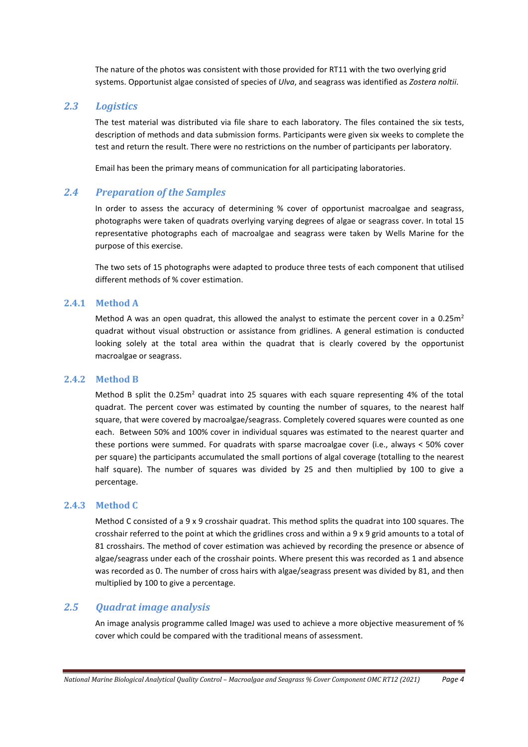The nature of the photos was consistent with those provided for RT11 with the two overlying grid systems. Opportunist algae consisted of species of *Ulva*, and seagrass was identified as *Zostera noltii*.

## 2.3 Logistics

The test material was distributed via file share to each laboratory. The files contained the six tests, description of methods and data submission forms. Participants were given six weeks to complete the test and return the result. There were no restrictions on the number of participants per laboratory.

Email has been the primary means of communication for all participating laboratories.

## 2.4 Preparation of the Samples

In order to assess the accuracy of determining % cover of opportunist macroalgae and seagrass, photographs were taken of quadrats overlying varying degrees of algae or seagrass cover. In total 15 representative photographs each of macroalgae and seagrass were taken by Wells Marine for the purpose of this exercise.

The two sets of 15 photographs were adapted to produce three tests of each component that utilised different methods of % cover estimation.

### 2.4.1 Method A

Method A was an open quadrat, this allowed the analyst to estimate the percent cover in a 0.25m$^2$ quadrat without visual obstruction or assistance from gridlines. A general estimation is conducted looking solely at the total area within the quadrat that is clearly covered by the opportunist macroalgae or seagrass.

### 2.4.2 Method B

Method B split the 0.25m$^2$ quadrat into 25 squares with each square representing 4% of the total quadrat. The percent cover was estimated by counting the number of squares, to the nearest half square, that were covered by macroalgae/seagrass. Completely covered squares were counted as one each. Between 50% and 100% cover in individual squares was estimated to the nearest quarter and these portions were summed. For quadrats with sparse macroalgae cover (i.e., always < 50% cover per square) the participants accumulated the small portions of algal coverage (totalling to the nearest half square). The number of squares was divided by 25 and then multiplied by 100 to give a percentage.

### 2.4.3 Method C

Method C consisted of a 9 x 9 crosshair quadrat. This method splits the quadrat into 100 squares. The crosshair referred to the point at which the gridlines cross and within a 9 x 9 grid amounts to a total of 81 crosshairs. The method of cover estimation was achieved by recording the presence or absence of algae/seagrass under each of the crosshair points. Where present this was recorded as 1 and absence was recorded as 0. The number of cross hairs with algae/seagrass present was divided by 81, and then multiplied by 100 to give a percentage.

## 2.5 Quadrat image analysis

An image analysis programme called ImageJ was used to achieve a more objective measurement of % cover which could be compared with the traditional means of assessment.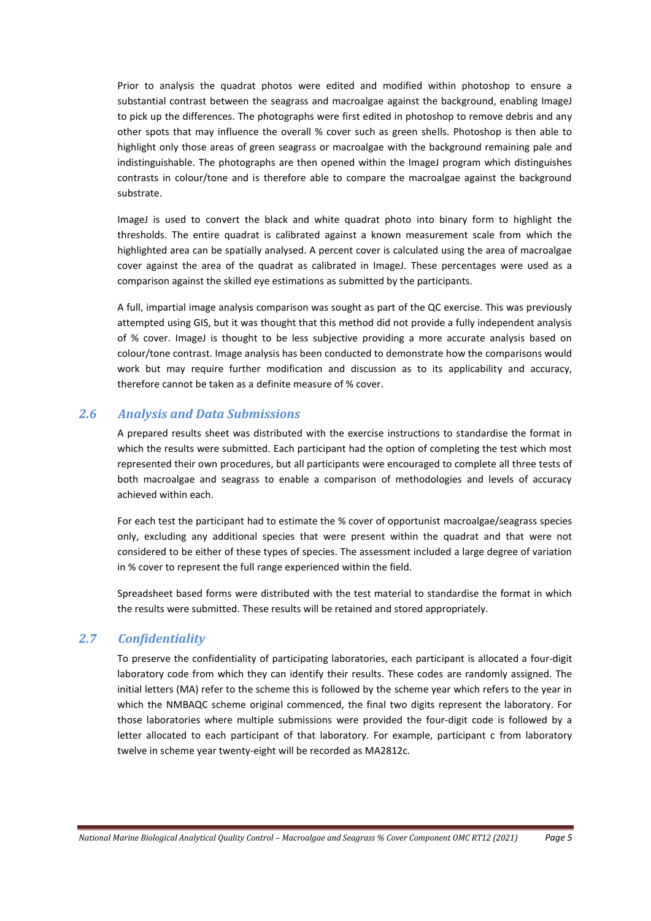Prior to analysis the quadrat photos were edited and modified within photoshop to ensure a substantial contrast between the seagrass and macroalgae against the background, enabling ImageJ to pick up the differences. The photographs were first edited in photoshop to remove debris and any other spots that may influence the overall % cover such as green shells. Photoshop is then able to highlight only those areas of green seagrass or macroalgae with the background remaining pale and indistinguishable. The photographs are then opened within the ImageJ program which distinguishes contrasts in colour/tone and is therefore able to compare the macroalgae against the background substrate.

ImageJ is used to convert the black and white quadrat photo into binary form to highlight the thresholds. The entire quadrat is calibrated against a known measurement scale from which the highlighted area can be spatially analysed. A percent cover is calculated using the area of macroalgae cover against the area of the quadrat as calibrated in ImageJ. These percentages were used as a comparison against the skilled eye estimations as submitted by the participants.

A full, impartial image analysis comparison was sought as part of the QC exercise. This was previously attempted using GIS, but it was thought that this method did not provide a fully independent analysis of % cover. ImageJ is thought to be less subjective providing a more accurate analysis based on colour/tone contrast. Image analysis has been conducted to demonstrate how the comparisons would work but may require further modification and discussion as to its applicability and accuracy, therefore cannot be taken as a definite measure of % cover.

## *2.6 Analysis and Data Submissions*

A prepared results sheet was distributed with the exercise instructions to standardise the format in which the results were submitted. Each participant had the option of completing the test which most represented their own procedures, but all participants were encouraged to complete all three tests of both macroalgae and seagrass to enable a comparison of methodologies and levels of accuracy achieved within each.

For each test the participant had to estimate the % cover of opportunist macroalgae/seagrass species only, excluding any additional species that were present within the quadrat and that were not considered to be either of these types of species. The assessment included a large degree of variation in % cover to represent the full range experienced within the field.

Spreadsheet based forms were distributed with the test material to standardise the format in which the results were submitted. These results will be retained and stored appropriately.

## *2.7 Confidentiality*

To preserve the confidentiality of participating laboratories, each participant is allocated a four-digit laboratory code from which they can identify their results. These codes are randomly assigned. The initial letters (MA) refer to the scheme this is followed by the scheme year which refers to the year in which the NMBAQC scheme original commenced, the final two digits represent the laboratory. For those laboratories where multiple submissions were provided the four-digit code is followed by a letter allocated to each participant of that laboratory. For example, participant c from laboratory twelve in scheme year twenty-eight will be recorded as MA2812c.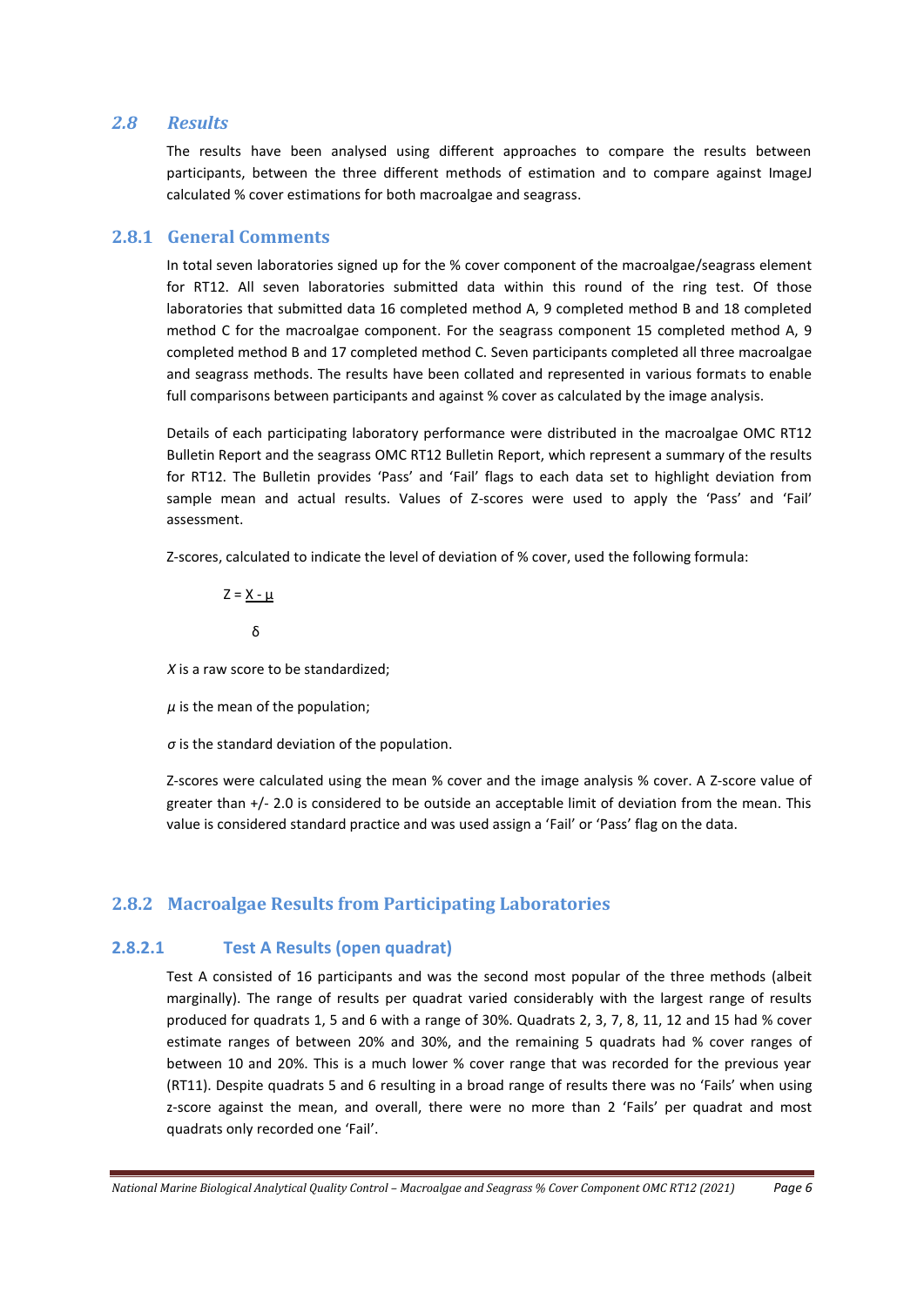### 2.8 *Results*

The results have been analysed using different approaches to compare the results between participants, between the three different methods of estimation and to compare against ImageJ calculated % cover estimations for both macroalgae and seagrass.

### 2.8.1 General Comments

In total seven laboratories signed up for the % cover component of the macroalgae/seagrass element for RT12. All seven laboratories submitted data within this round of the ring test. Of those laboratories that submitted data 16 completed method A, 9 completed method B and 18 completed method C for the macroalgae component. For the seagrass component 15 completed method A, 9 completed method B and 17 completed method C. Seven participants completed all three macroalgae and seagrass methods. The results have been collated and represented in various formats to enable full comparisons between participants and against % cover as calculated by the image analysis.

Details of each participating laboratory performance were distributed in the macroalgae OMC RT12 Bulletin Report and the seagrass OMC RT12 Bulletin Report, which represent a summary of the results for RT12. The Bulletin provides 'Pass' and 'Fail' flags to each data set to highlight deviation from sample mean and actual results. Values of Z-scores were used to apply the 'Pass' and 'Fail' assessment.

Z-scores, calculated to indicate the level of deviation of % cover, used the following formula:

$$Z = \frac{X - \mu}{\delta}$$

*X* is a raw score to be standardized;

*μ* is the mean of the population;

*σ* is the standard deviation of the population.

Z-scores were calculated using the mean % cover and the image analysis % cover. A Z-score value of greater than +/- 2.0 is considered to be outside an acceptable limit of deviation from the mean. This value is considered standard practice and was used assign a 'Fail' or 'Pass' flag on the data.

### 2.8.2 Macroalgae Results from Participating Laboratories

#### 2.8.2.1 Test A Results (open quadrat)

Test A consisted of 16 participants and was the second most popular of the three methods (albeit marginally). The range of results per quadrat varied considerably with the largest range of results produced for quadrats 1, 5 and 6 with a range of 30%. Quadrats 2, 3, 7, 8, 11, 12 and 15 had % cover estimate ranges of between 20% and 30%, and the remaining 5 quadrats had % cover ranges of between 10 and 20%. This is a much lower % cover range that was recorded for the previous year (RT11). Despite quadrats 5 and 6 resulting in a broad range of results there was no 'Fails' when using z-score against the mean, and overall, there were no more than 2 'Fails' per quadrat and most quadrats only recorded one 'Fail'.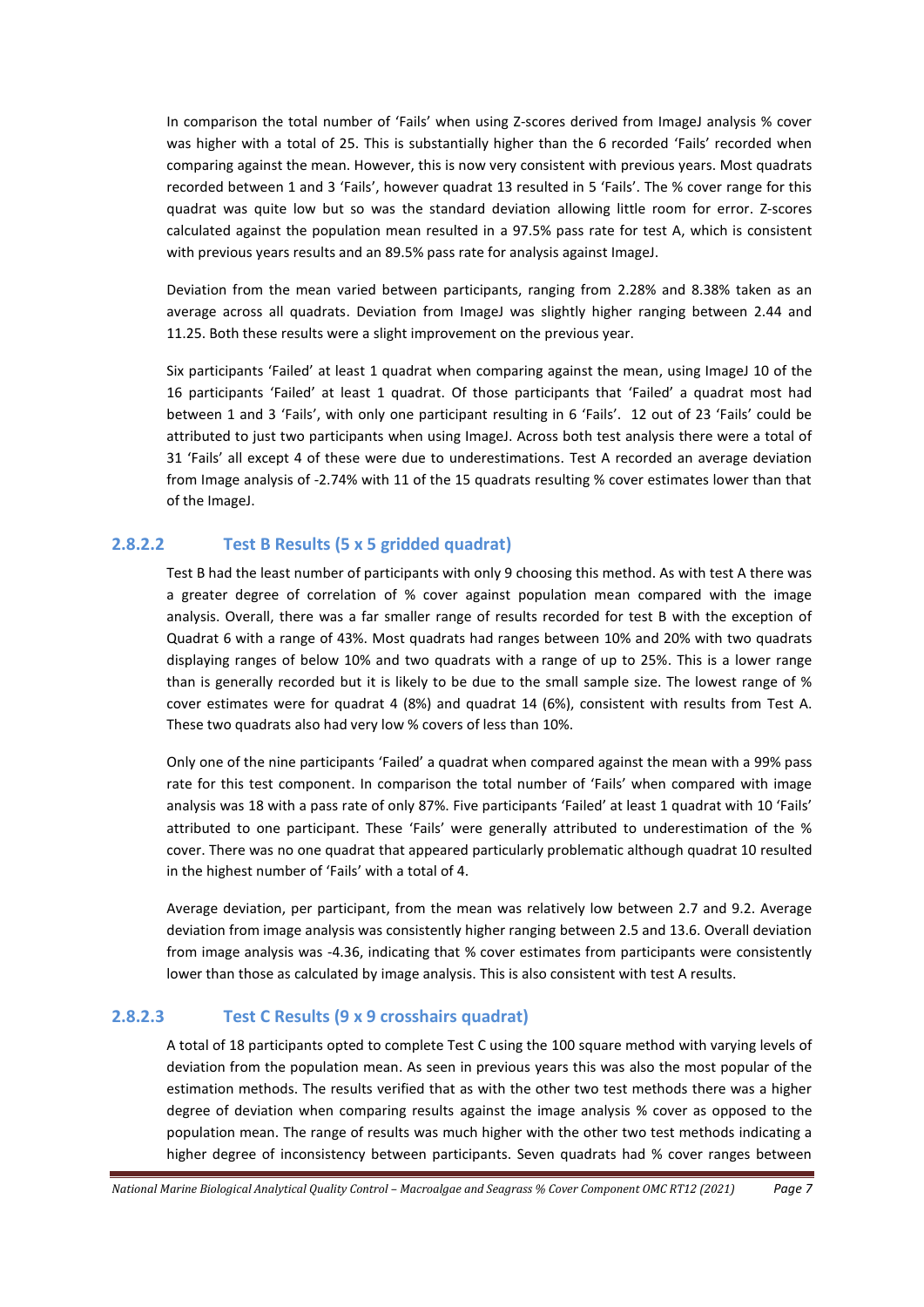In comparison the total number of 'Fails' when using Z-scores derived from ImageJ analysis % cover was higher with a total of 25. This is substantially higher than the 6 recorded 'Fails' recorded when comparing against the mean. However, this is now very consistent with previous years. Most quadrats recorded between 1 and 3 'Fails', however quadrat 13 resulted in 5 'Fails'. The % cover range for this quadrat was quite low but so was the standard deviation allowing little room for error. Z-scores calculated against the population mean resulted in a 97.5% pass rate for test A, which is consistent with previous years results and an 89.5% pass rate for analysis against ImageJ.

Deviation from the mean varied between participants, ranging from 2.28% and 8.38% taken as an average across all quadrats. Deviation from ImageJ was slightly higher ranging between 2.44 and 11.25. Both these results were a slight improvement on the previous year.

Six participants 'Failed' at least 1 quadrat when comparing against the mean, using ImageJ 10 of the 16 participants 'Failed' at least 1 quadrat. Of those participants that 'Failed' a quadrat most had between 1 and 3 'Fails', with only one participant resulting in 6 'Fails'. 12 out of 23 'Fails' could be attributed to just two participants when using ImageJ. Across both test analysis there were a total of 31 'Fails' all except 4 of these were due to underestimations. Test A recorded an average deviation from Image analysis of -2.74% with 11 of the 15 quadrats resulting % cover estimates lower than that of the ImageJ.

#### 2.8.2.2 Test B Results (5 x 5 gridded quadrat)

Test B had the least number of participants with only 9 choosing this method. As with test A there was a greater degree of correlation of % cover against population mean compared with the image analysis. Overall, there was a far smaller range of results recorded for test B with the exception of Quadrat 6 with a range of 43%. Most quadrats had ranges between 10% and 20% with two quadrats displaying ranges of below 10% and two quadrats with a range of up to 25%. This is a lower range than is generally recorded but it is likely to be due to the small sample size. The lowest range of % cover estimates were for quadrat 4 (8%) and quadrat 14 (6%), consistent with results from Test A. These two quadrats also had very low % covers of less than 10%.

Only one of the nine participants 'Failed' a quadrat when compared against the mean with a 99% pass rate for this test component. In comparison the total number of 'Fails' when compared with image analysis was 18 with a pass rate of only 87%. Five participants 'Failed' at least 1 quadrat with 10 'Fails' attributed to one participant. These 'Fails' were generally attributed to underestimation of the % cover. There was no one quadrat that appeared particularly problematic although quadrat 10 resulted in the highest number of 'Fails' with a total of 4.

Average deviation, per participant, from the mean was relatively low between 2.7 and 9.2. Average deviation from image analysis was consistently higher ranging between 2.5 and 13.6. Overall deviation from image analysis was -4.36, indicating that % cover estimates from participants were consistently lower than those as calculated by image analysis. This is also consistent with test A results.

#### 2.8.2.3 Test C Results (9 x 9 crosshairs quadrat)

A total of 18 participants opted to complete Test C using the 100 square method with varying levels of deviation from the population mean. As seen in previous years this was also the most popular of the estimation methods. The results verified that as with the other two test methods there was a higher degree of deviation when comparing results against the image analysis % cover as opposed to the population mean. The range of results was much higher with the other two test methods indicating a higher degree of inconsistency between participants. Seven quadrats had % cover ranges between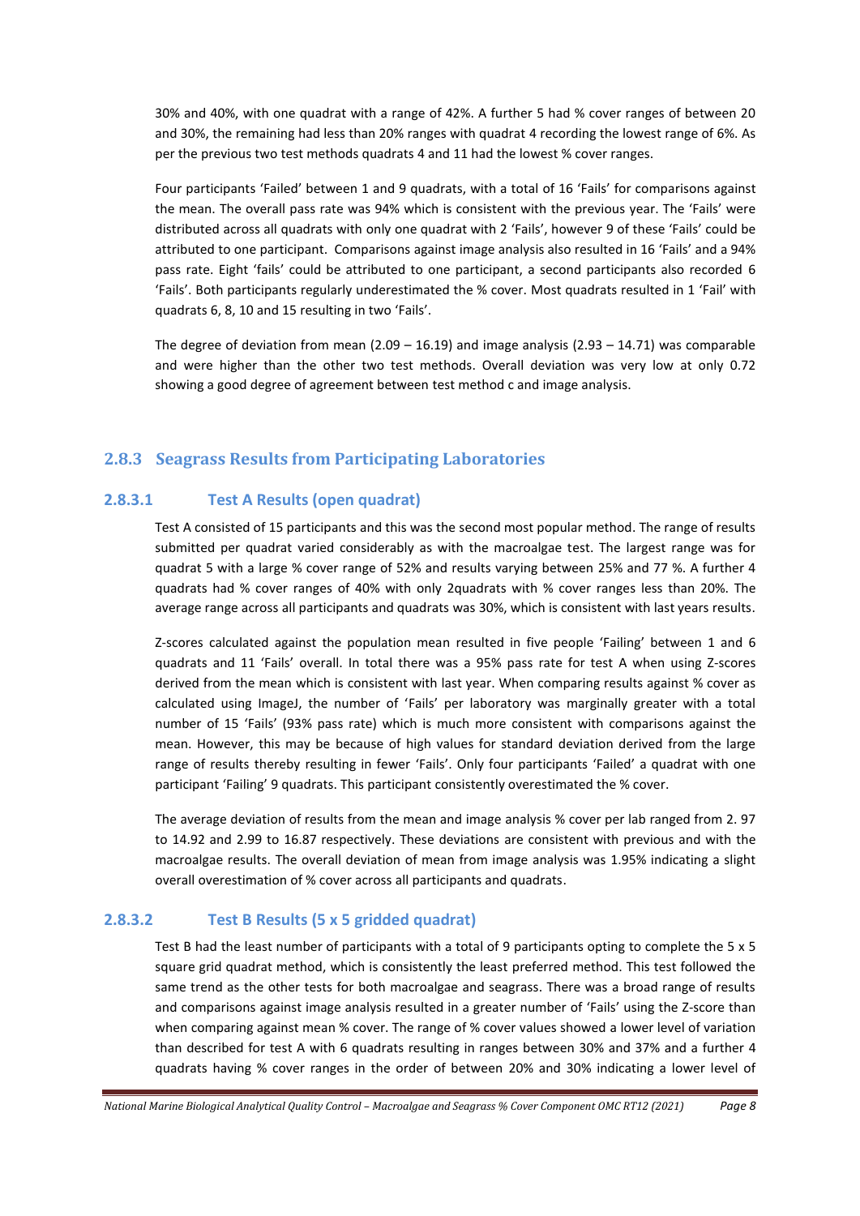30% and 40%, with one quadrat with a range of 42%. A further 5 had % cover ranges of between 20 and 30%, the remaining had less than 20% ranges with quadrat 4 recording the lowest range of 6%. As per the previous two test methods quadrats 4 and 11 had the lowest % cover ranges.

Four participants 'Failed' between 1 and 9 quadrats, with a total of 16 'Fails' for comparisons against the mean. The overall pass rate was 94% which is consistent with the previous year. The 'Fails' were distributed across all quadrats with only one quadrat with 2 'Fails', however 9 of these 'Fails' could be attributed to one participant. Comparisons against image analysis also resulted in 16 'Fails' and a 94% pass rate. Eight 'fails' could be attributed to one participant, a second participants also recorded 6 'Fails'. Both participants regularly underestimated the % cover. Most quadrats resulted in 1 'Fail' with quadrats 6, 8, 10 and 15 resulting in two 'Fails'.

The degree of deviation from mean (2.09 – 16.19) and image analysis (2.93 – 14.71) was comparable and were higher than the other two test methods. Overall deviation was very low at only 0.72 showing a good degree of agreement between test method c and image analysis.

### 2.8.3 Seagrass Results from Participating Laboratories

#### 2.8.3.1 Test A Results (open quadrat)

Test A consisted of 15 participants and this was the second most popular method. The range of results submitted per quadrat varied considerably as with the macroalgae test. The largest range was for quadrat 5 with a large % cover range of 52% and results varying between 25% and 77 %. A further 4 quadrats had % cover ranges of 40% with only 2quadrats with % cover ranges less than 20%. The average range across all participants and quadrats was 30%, which is consistent with last years results.

Z-scores calculated against the population mean resulted in five people 'Failing' between 1 and 6 quadrats and 11 'Fails' overall. In total there was a 95% pass rate for test A when using Z-scores derived from the mean which is consistent with last year. When comparing results against % cover as calculated using ImageJ, the number of 'Fails' per laboratory was marginally greater with a total number of 15 'Fails' (93% pass rate) which is much more consistent with comparisons against the mean. However, this may be because of high values for standard deviation derived from the large range of results thereby resulting in fewer 'Fails'. Only four participants 'Failed' a quadrat with one participant 'Failing' 9 quadrats. This participant consistently overestimated the % cover.

The average deviation of results from the mean and image analysis % cover per lab ranged from 2. 97 to 14.92 and 2.99 to 16.87 respectively. These deviations are consistent with previous and with the macroalgae results. The overall deviation of mean from image analysis was 1.95% indicating a slight overall overestimation of % cover across all participants and quadrats.

#### 2.8.3.2 Test B Results (5 x 5 gridded quadrat)

Test B had the least number of participants with a total of 9 participants opting to complete the 5 x 5 square grid quadrat method, which is consistently the least preferred method. This test followed the same trend as the other tests for both macroalgae and seagrass. There was a broad range of results and comparisons against image analysis resulted in a greater number of 'Fails' using the Z-score than when comparing against mean % cover. The range of % cover values showed a lower level of variation than described for test A with 6 quadrats resulting in ranges between 30% and 37% and a further 4 quadrats having % cover ranges in the order of between 20% and 30% indicating a lower level of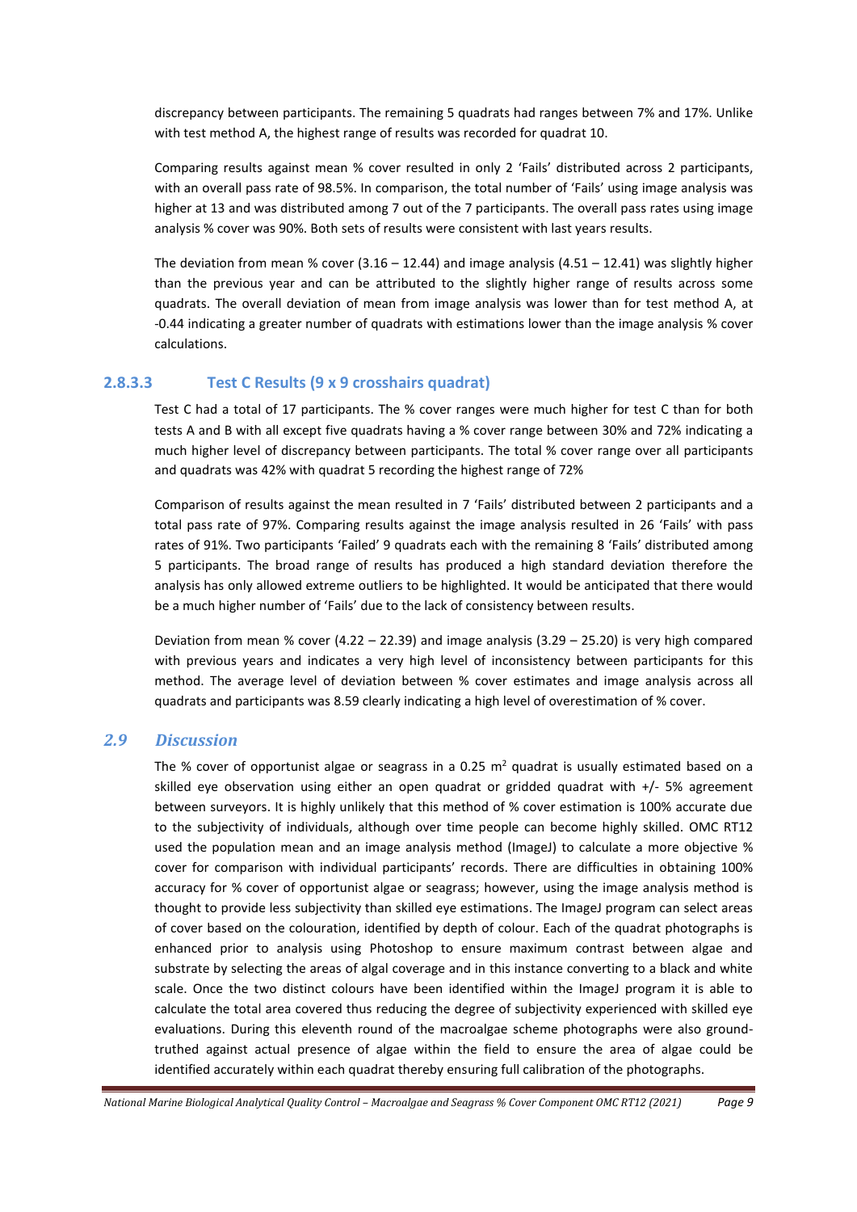discrepancy between participants. The remaining 5 quadrats had ranges between 7% and 17%. Unlike with test method A, the highest range of results was recorded for quadrat 10.

Comparing results against mean % cover resulted in only 2 'Fails' distributed across 2 participants, with an overall pass rate of 98.5%. In comparison, the total number of 'Fails' using image analysis was higher at 13 and was distributed among 7 out of the 7 participants. The overall pass rates using image analysis % cover was 90%. Both sets of results were consistent with last years results.

The deviation from mean % cover (3.16 – 12.44) and image analysis (4.51 – 12.41) was slightly higher than the previous year and can be attributed to the slightly higher range of results across some quadrats. The overall deviation of mean from image analysis was lower than for test method A, at -0.44 indicating a greater number of quadrats with estimations lower than the image analysis % cover calculations.

### 2.8.3.3 Test C Results (9 x 9 crosshairs quadrat)

Test C had a total of 17 participants. The % cover ranges were much higher for test C than for both tests A and B with all except five quadrats having a % cover range between 30% and 72% indicating a much higher level of discrepancy between participants. The total % cover range over all participants and quadrats was 42% with quadrat 5 recording the highest range of 72%

Comparison of results against the mean resulted in 7 'Fails' distributed between 2 participants and a total pass rate of 97%. Comparing results against the image analysis resulted in 26 'Fails' with pass rates of 91%. Two participants 'Failed' 9 quadrats each with the remaining 8 'Fails' distributed among 5 participants. The broad range of results has produced a high standard deviation therefore the analysis has only allowed extreme outliers to be highlighted. It would be anticipated that there would be a much higher number of 'Fails' due to the lack of consistency between results.

Deviation from mean % cover (4.22 – 22.39) and image analysis (3.29 – 25.20) is very high compared with previous years and indicates a very high level of inconsistency between participants for this method. The average level of deviation between % cover estimates and image analysis across all quadrats and participants was 8.59 clearly indicating a high level of overestimation of % cover.

## 2.9 *Discussion*

The % cover of opportunist algae or seagrass in a 0.25 $m^2$ quadrat is usually estimated based on a skilled eye observation using either an open quadrat or gridded quadrat with +/- 5% agreement between surveyors. It is highly unlikely that this method of % cover estimation is 100% accurate due to the subjectivity of individuals, although over time people can become highly skilled. OMC RT12 used the population mean and an image analysis method (ImageJ) to calculate a more objective % cover for comparison with individual participants' records. There are difficulties in obtaining 100% accuracy for % cover of opportunist algae or seagrass; however, using the image analysis method is thought to provide less subjectivity than skilled eye estimations. The ImageJ program can select areas of cover based on the colouration, identified by depth of colour. Each of the quadrat photographs is enhanced prior to analysis using Photoshop to ensure maximum contrast between algae and substrate by selecting the areas of algal coverage and in this instance converting to a black and white scale. Once the two distinct colours have been identified within the ImageJ program it is able to calculate the total area covered thus reducing the degree of subjectivity experienced with skilled eye evaluations. During this eleventh round of the macroalgae scheme photographs were also ground-truthed against actual presence of algae within the field to ensure the area of algae could be identified accurately within each quadrat thereby ensuring full calibration of the photographs.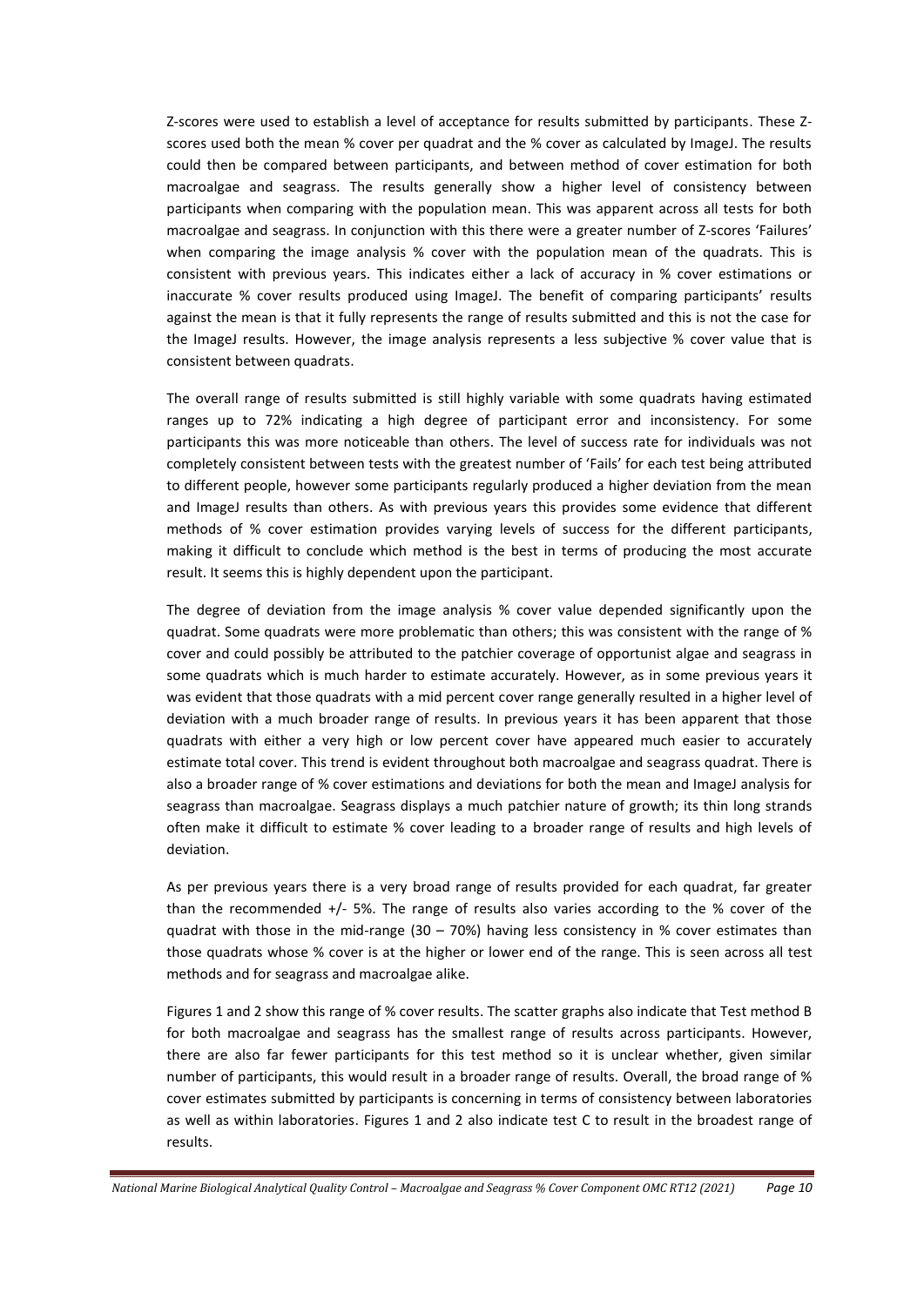Z-scores were used to establish a level of acceptance for results submitted by participants. These Z-scores used both the mean % cover per quadrat and the % cover as calculated by ImageJ. The results could then be compared between participants, and between method of cover estimation for both macroalgae and seagrass. The results generally show a higher level of consistency between participants when comparing with the population mean. This was apparent across all tests for both macroalgae and seagrass. In conjunction with this there were a greater number of Z-scores 'Failures' when comparing the image analysis % cover with the population mean of the quadrats. This is consistent with previous years. This indicates either a lack of accuracy in % cover estimations or inaccurate % cover results produced using ImageJ. The benefit of comparing participants' results against the mean is that it fully represents the range of results submitted and this is not the case for the ImageJ results. However, the image analysis represents a less subjective % cover value that is consistent between quadrats.

The overall range of results submitted is still highly variable with some quadrats having estimated ranges up to 72% indicating a high degree of participant error and inconsistency. For some participants this was more noticeable than others. The level of success rate for individuals was not completely consistent between tests with the greatest number of 'Fails' for each test being attributed to different people, however some participants regularly produced a higher deviation from the mean and ImageJ results than others. As with previous years this provides some evidence that different methods of % cover estimation provides varying levels of success for the different participants, making it difficult to conclude which method is the best in terms of producing the most accurate result. It seems this is highly dependent upon the participant.

The degree of deviation from the image analysis % cover value depended significantly upon the quadrat. Some quadrats were more problematic than others; this was consistent with the range of % cover and could possibly be attributed to the patchier coverage of opportunist algae and seagrass in some quadrats which is much harder to estimate accurately. However, as in some previous years it was evident that those quadrats with a mid percent cover range generally resulted in a higher level of deviation with a much broader range of results. In previous years it has been apparent that those quadrats with either a very high or low percent cover have appeared much easier to accurately estimate total cover. This trend is evident throughout both macroalgae and seagrass quadrat. There is also a broader range of % cover estimations and deviations for both the mean and ImageJ analysis for seagrass than macroalgae. Seagrass displays a much patchier nature of growth; its thin long strands often make it difficult to estimate % cover leading to a broader range of results and high levels of deviation.

As per previous years there is a very broad range of results provided for each quadrat, far greater than the recommended +/- 5%. The range of results also varies according to the % cover of the quadrat with those in the mid-range (30 – 70%) having less consistency in % cover estimates than those quadrats whose % cover is at the higher or lower end of the range. This is seen across all test methods and for seagrass and macroalgae alike.

Figures 1 and 2 show this range of % cover results. The scatter graphs also indicate that Test method B for both macroalgae and seagrass has the smallest range of results across participants. However, there are also far fewer participants for this test method so it is unclear whether, given similar number of participants, this would result in a broader range of results. Overall, the broad range of % cover estimates submitted by participants is concerning in terms of consistency between laboratories as well as within laboratories. Figures 1 and 2 also indicate test C to result in the broadest range of results.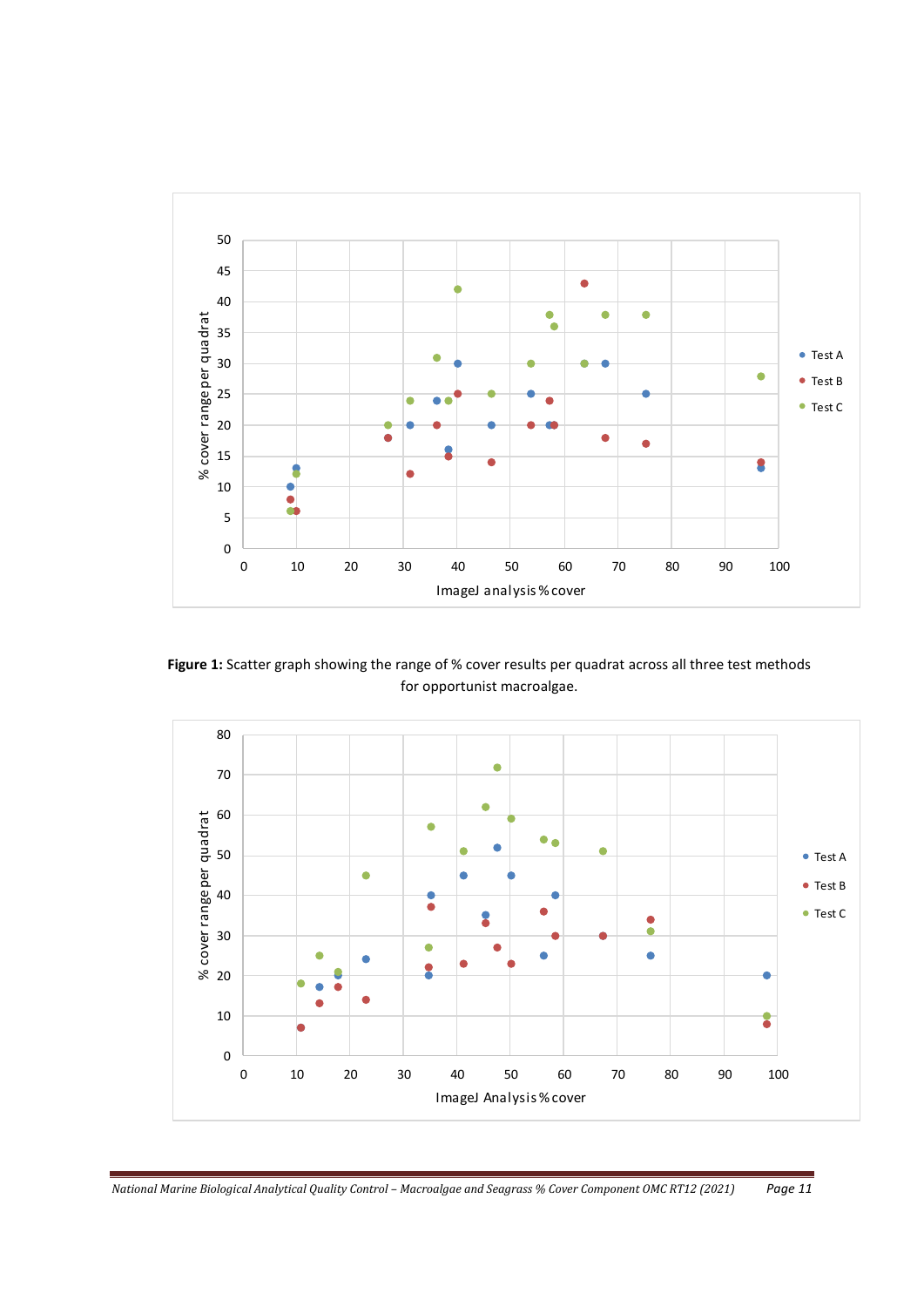Figure 1: Scatter graph showing the range of % cover results per quadrat across all three test methods for opportunist macroalgae.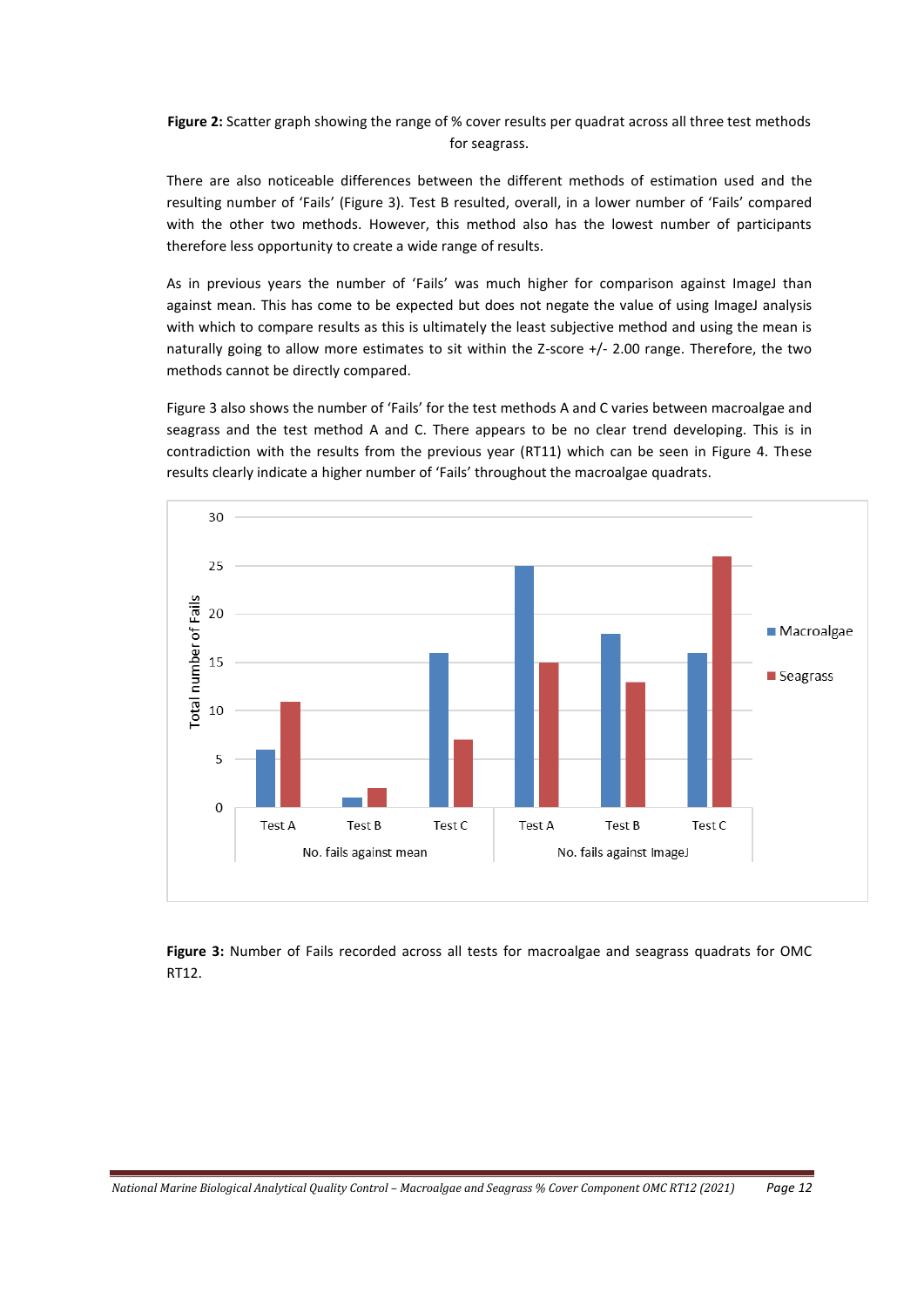**Figure 2:** Scatter graph showing the range of % cover results per quadrat across all three test methods for seagrass.

There are also noticeable differences between the different methods of estimation used and the resulting number of 'Fails' (Figure 3). Test B resulted, overall, in a lower number of 'Fails' compared with the other two methods. However, this method also has the lowest number of participants therefore less opportunity to create a wide range of results.

As in previous years the number of 'Fails' was much higher for comparison against ImageJ than against mean. This has come to be expected but does not negate the value of using ImageJ analysis with which to compare results as this is ultimately the least subjective method and using the mean is naturally going to allow more estimates to sit within the Z-score +/- 2.00 range. Therefore, the two methods cannot be directly compared.

Figure 3 also shows the number of 'Fails' for the test methods A and C varies between macroalgae and seagrass and the test method A and C. There appears to be no clear trend developing. This is in contradiction with the results from the previous year (RT11) which can be seen in Figure 4. These results clearly indicate a higher number of 'Fails' throughout the macroalgae quadrats.

**Figure 3:** Number of Fails recorded across all tests for macroalgae and seagrass quadrats for OMC RT12.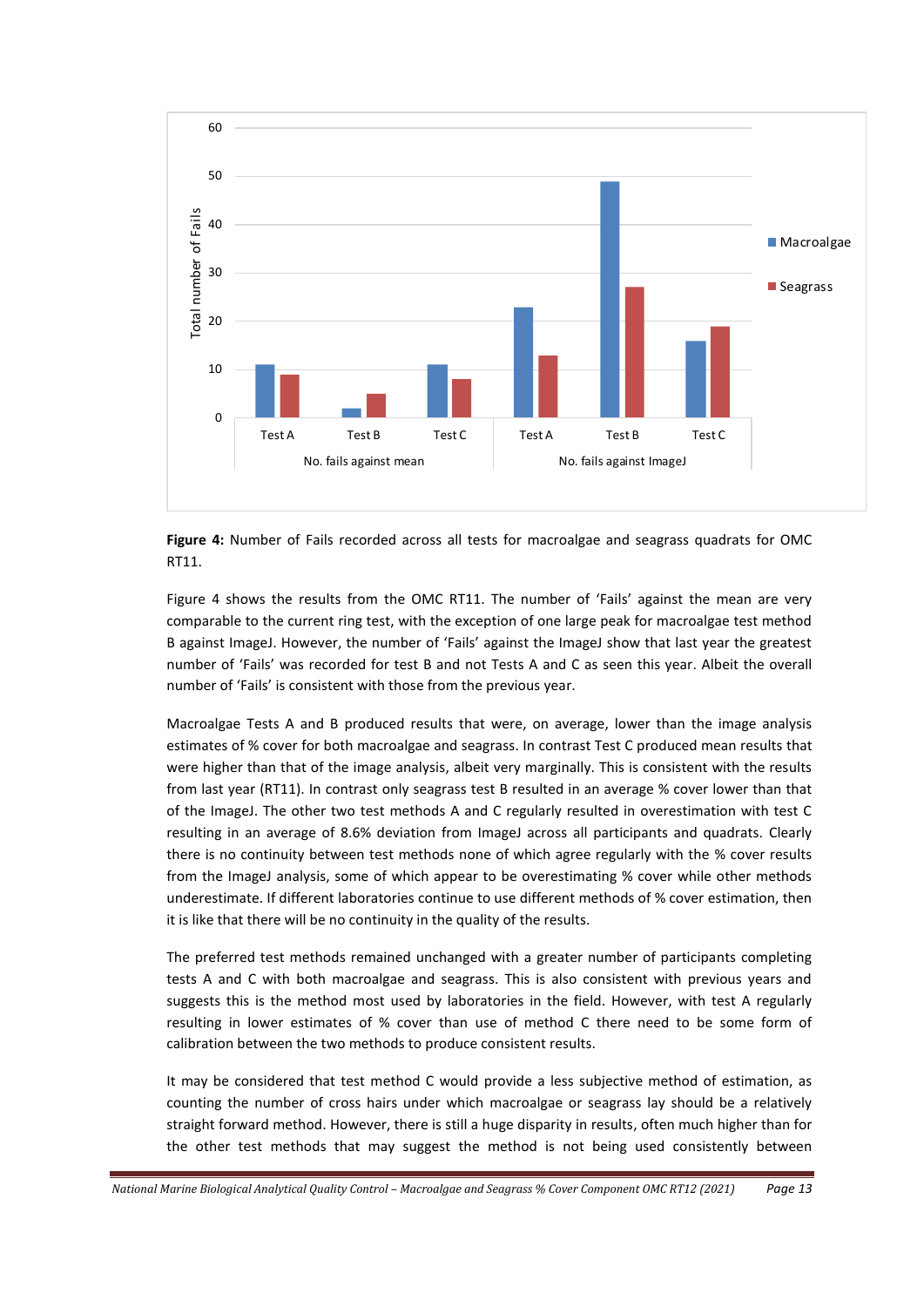**Figure 4:** Number of Fails recorded across all tests for macroalgae and seagrass quadrats for OMC RT11.

Figure 4 shows the results from the OMC RT11. The number of 'Fails' against the mean are very comparable to the current ring test, with the exception of one large peak for macroalgae test method B against ImageJ. However, the number of 'Fails' against the ImageJ show that last year the greatest number of 'Fails' was recorded for test B and not Tests A and C as seen this year. Albeit the overall number of 'Fails' is consistent with those from the previous year.

Macroalgae Tests A and B produced results that were, on average, lower than the image analysis estimates of % cover for both macroalgae and seagrass. In contrast Test C produced mean results that were higher than that of the image analysis, albeit very marginally. This is consistent with the results from last year (RT11). In contrast only seagrass test B resulted in an average % cover lower than that of the ImageJ. The other two test methods A and C regularly resulted in overestimation with test C resulting in an average of 8.6% deviation from ImageJ across all participants and quadrats. Clearly there is no continuity between test methods none of which agree regularly with the % cover results from the ImageJ analysis, some of which appear to be overestimating % cover while other methods underestimate. If different laboratories continue to use different methods of % cover estimation, then it is like that there will be no continuity in the quality of the results.

The preferred test methods remained unchanged with a greater number of participants completing tests A and C with both macroalgae and seagrass. This is also consistent with previous years and suggests this is the method most used by laboratories in the field. However, with test A regularly resulting in lower estimates of % cover than use of method C there need to be some form of calibration between the two methods to produce consistent results.

It may be considered that test method C would provide a less subjective method of estimation, as counting the number of cross hairs under which macroalgae or seagrass lay should be a relatively straight forward method. However, there is still a huge disparity in results, often much higher than for the other test methods that may suggest the method is not being used consistently between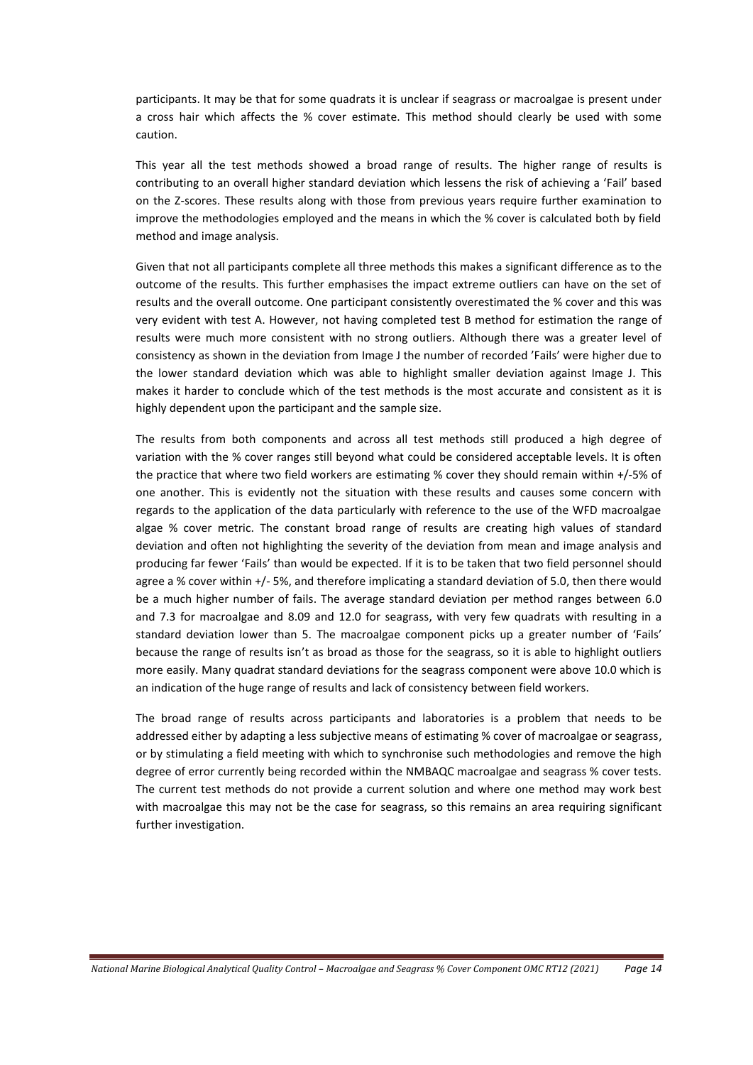participants. It may be that for some quadrats it is unclear if seagrass or macroalgae is present under a cross hair which affects the % cover estimate. This method should clearly be used with some caution.

This year all the test methods showed a broad range of results. The higher range of results is contributing to an overall higher standard deviation which lessens the risk of achieving a 'Fail' based on the Z-scores. These results along with those from previous years require further examination to improve the methodologies employed and the means in which the % cover is calculated both by field method and image analysis.

Given that not all participants complete all three methods this makes a significant difference as to the outcome of the results. This further emphasises the impact extreme outliers can have on the set of results and the overall outcome. One participant consistently overestimated the % cover and this was very evident with test A. However, not having completed test B method for estimation the range of results were much more consistent with no strong outliers. Although there was a greater level of consistency as shown in the deviation from Image J the number of recorded 'Fails' were higher due to the lower standard deviation which was able to highlight smaller deviation against Image J. This makes it harder to conclude which of the test methods is the most accurate and consistent as it is highly dependent upon the participant and the sample size.

The results from both components and across all test methods still produced a high degree of variation with the % cover ranges still beyond what could be considered acceptable levels. It is often the practice that where two field workers are estimating % cover they should remain within +/-5% of one another. This is evidently not the situation with these results and causes some concern with regards to the application of the data particularly with reference to the use of the WFD macroalgae algae % cover metric. The constant broad range of results are creating high values of standard deviation and often not highlighting the severity of the deviation from mean and image analysis and producing far fewer 'Fails' than would be expected. If it is to be taken that two field personnel should agree a % cover within +/- 5%, and therefore implicating a standard deviation of 5.0, then there would be a much higher number of fails. The average standard deviation per method ranges between 6.0 and 7.3 for macroalgae and 8.09 and 12.0 for seagrass, with very few quadrats with resulting in a standard deviation lower than 5. The macroalgae component picks up a greater number of 'Fails' because the range of results isn't as broad as those for the seagrass, so it is able to highlight outliers more easily. Many quadrat standard deviations for the seagrass component were above 10.0 which is an indication of the huge range of results and lack of consistency between field workers.

The broad range of results across participants and laboratories is a problem that needs to be addressed either by adapting a less subjective means of estimating % cover of macroalgae or seagrass, or by stimulating a field meeting with which to synchronise such methodologies and remove the high degree of error currently being recorded within the NMBAQC macroalgae and seagrass % cover tests. The current test methods do not provide a current solution and where one method may work best with macroalgae this may not be the case for seagrass, so this remains an area requiring significant further investigation.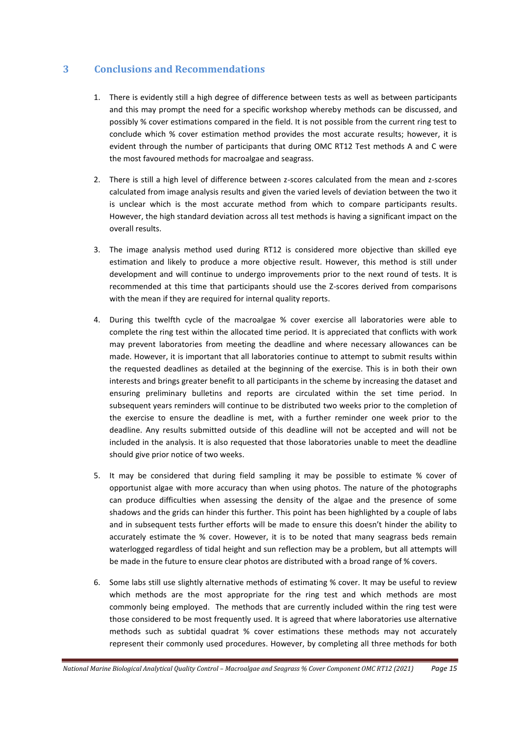## 3 Conclusions and Recommendations

1. There is evidently still a high degree of difference between tests as well as between participants and this may prompt the need for a specific workshop whereby methods can be discussed, and possibly % cover estimations compared in the field. It is not possible from the current ring test to conclude which % cover estimation method provides the most accurate results; however, it is evident through the number of participants that during OMC RT12 Test methods A and C were the most favoured methods for macroalgae and seagrass.

2. There is still a high level of difference between z-scores calculated from the mean and z-scores calculated from image analysis results and given the varied levels of deviation between the two it is unclear which is the most accurate method from which to compare participants results. However, the high standard deviation across all test methods is having a significant impact on the overall results.

3. The image analysis method used during RT12 is considered more objective than skilled eye estimation and likely to produce a more objective result. However, this method is still under development and will continue to undergo improvements prior to the next round of tests. It is recommended at this time that participants should use the Z-scores derived from comparisons with the mean if they are required for internal quality reports.

4. During this twelfth cycle of the macroalgae % cover exercise all laboratories were able to complete the ring test within the allocated time period. It is appreciated that conflicts with work may prevent laboratories from meeting the deadline and where necessary allowances can be made. However, it is important that all laboratories continue to attempt to submit results within the requested deadlines as detailed at the beginning of the exercise. This is in both their own interests and brings greater benefit to all participants in the scheme by increasing the dataset and ensuring preliminary bulletins and reports are circulated within the set time period. In subsequent years reminders will continue to be distributed two weeks prior to the completion of the exercise to ensure the deadline is met, with a further reminder one week prior to the deadline. Any results submitted outside of this deadline will not be accepted and will not be included in the analysis. It is also requested that those laboratories unable to meet the deadline should give prior notice of two weeks.

5. It may be considered that during field sampling it may be possible to estimate % cover of opportunist algae with more accuracy than when using photos. The nature of the photographs can produce difficulties when assessing the density of the algae and the presence of some shadows and the grids can hinder this further. This point has been highlighted by a couple of labs and in subsequent tests further efforts will be made to ensure this doesn't hinder the ability to accurately estimate the % cover. However, it is to be noted that many seagrass beds remain waterlogged regardless of tidal height and sun reflection may be a problem, but all attempts will be made in the future to ensure clear photos are distributed with a broad range of % covers.

6. Some labs still use slightly alternative methods of estimating % cover. It may be useful to review which methods are the most appropriate for the ring test and which methods are most commonly being employed. The methods that are currently included within the ring test were those considered to be most frequently used. It is agreed that where laboratories use alternative methods such as subtidal quadrat % cover estimations these methods may not accurately represent their commonly used procedures. However, by completing all three methods for both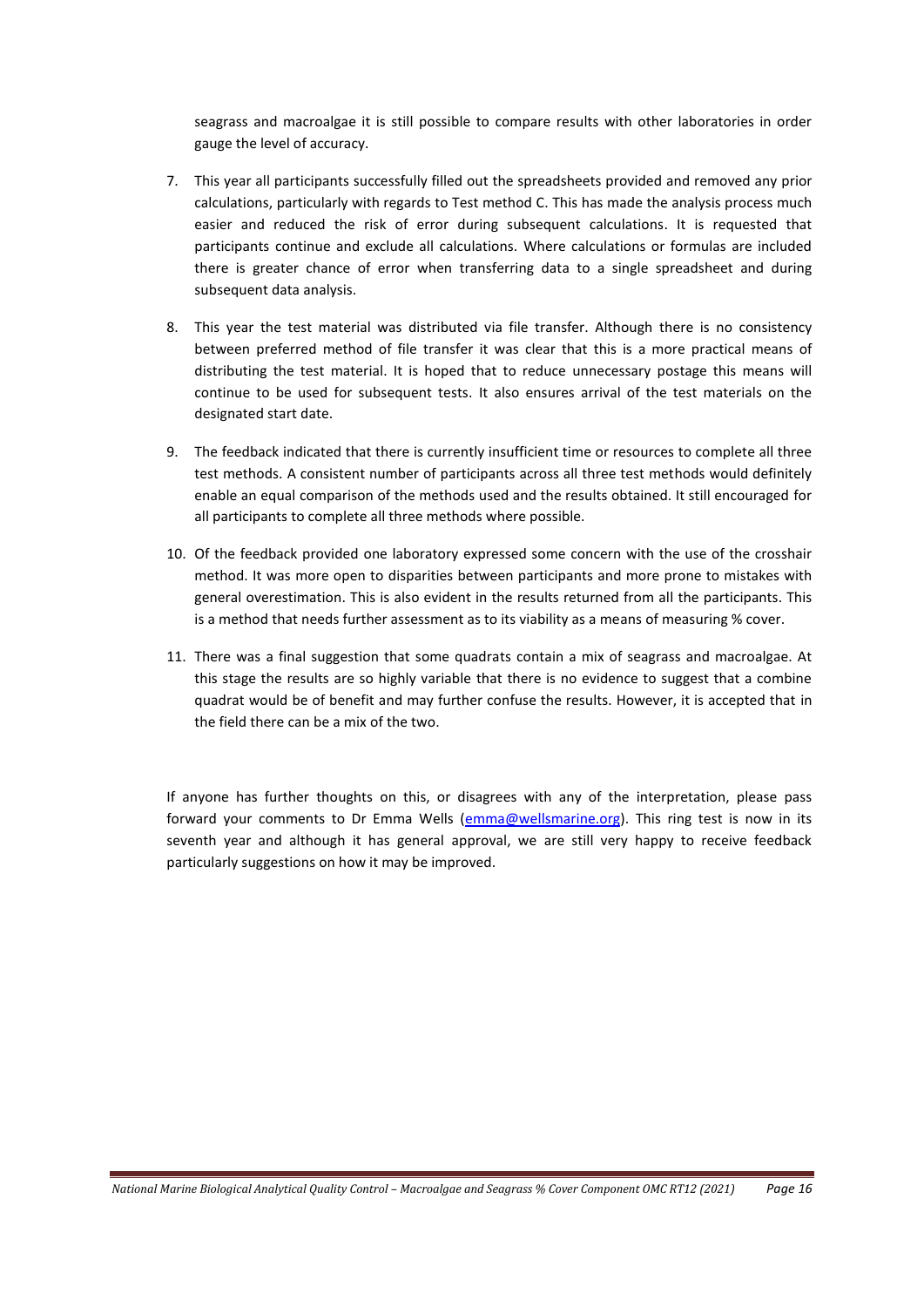seagrass and macroalgae it is still possible to compare results with other laboratories in order gauge the level of accuracy.

7. This year all participants successfully filled out the spreadsheets provided and removed any prior calculations, particularly with regards to Test method C. This has made the analysis process much easier and reduced the risk of error during subsequent calculations. It is requested that participants continue and exclude all calculations. Where calculations or formulas are included there is greater chance of error when transferring data to a single spreadsheet and during subsequent data analysis.

8. This year the test material was distributed via file transfer. Although there is no consistency between preferred method of file transfer it was clear that this is a more practical means of distributing the test material. It is hoped that to reduce unnecessary postage this means will continue to be used for subsequent tests. It also ensures arrival of the test materials on the designated start date.

9. The feedback indicated that there is currently insufficient time or resources to complete all three test methods. A consistent number of participants across all three test methods would definitely enable an equal comparison of the methods used and the results obtained. It still encouraged for all participants to complete all three methods where possible.

10. Of the feedback provided one laboratory expressed some concern with the use of the crosshair method. It was more open to disparities between participants and more prone to mistakes with general overestimation. This is also evident in the results returned from all the participants. This is a method that needs further assessment as to its viability as a means of measuring % cover.

11. There was a final suggestion that some quadrats contain a mix of seagrass and macroalgae. At this stage the results are so highly variable that there is no evidence to suggest that a combine quadrat would be of benefit and may further confuse the results. However, it is accepted that in the field there can be a mix of the two.

If anyone has further thoughts on this, or disagrees with any of the interpretation, please pass forward your comments to Dr Emma Wells (emma@wellsmarine.org). This ring test is now in its seventh year and although it has general approval, we are still very happy to receive feedback particularly suggestions on how it may be improved.